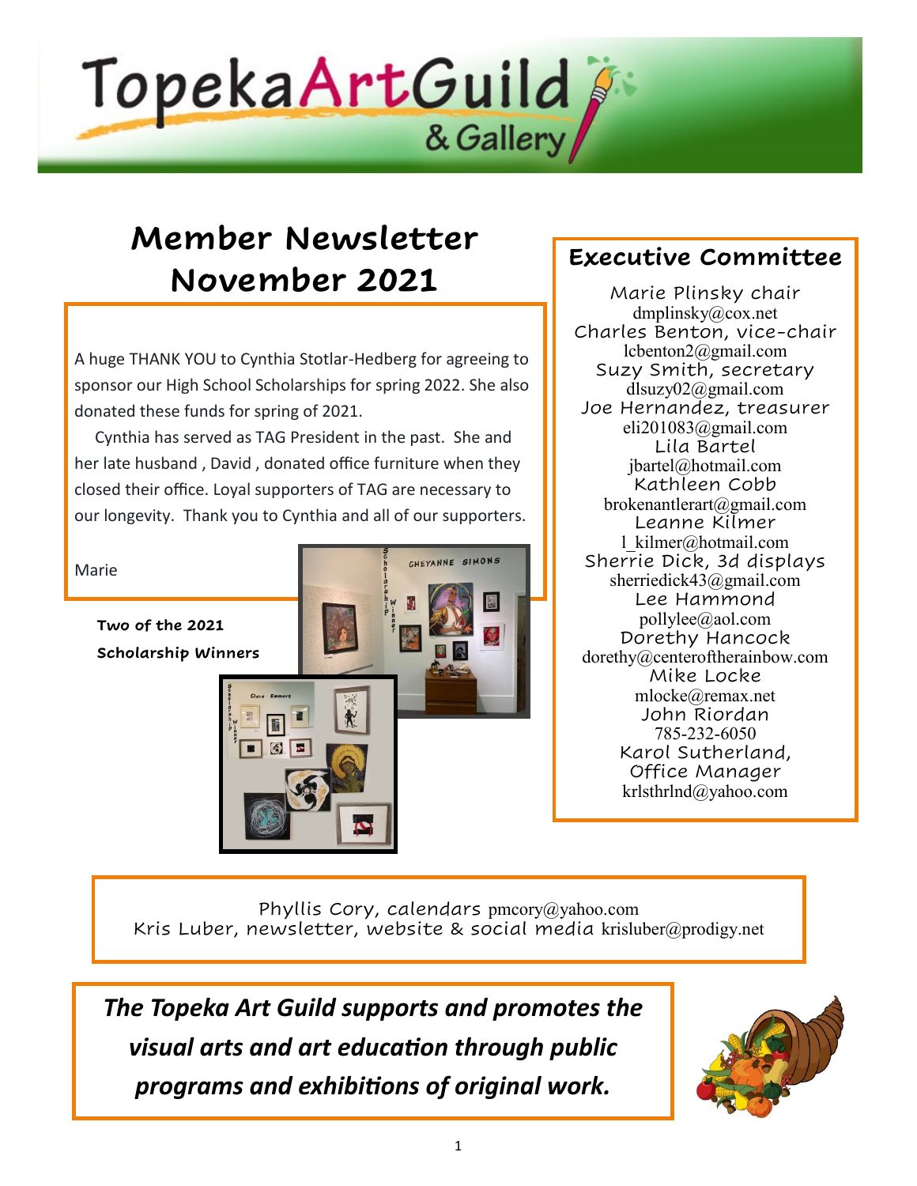# Topeka Art Guild & Gallery

## Member Newsletter November 2021

A huge THANK YOU to Cynthia Stotlar-Hedberg for agreeing to sponsor our High School Scholarships for spring 2022. She also donated these funds for spring of 2021.

Cynthia has served as TAG President in the past. She and her late husband , David , donated office furniture when they closed their office. Loyal supporters of TAG are necessary to our longevity. Thank you to Cynthia and all of our supporters.

Marie

**Two of the 2021 Scholarship Winners**

## Executive Committee

Marie Plinsky chair
dmplinsky@cox.net

Charles Benton, vice-chair
lcbenton2@gmail.com

Suzy Smith, secretary
dlsuzy02@gmail.com

Joe Hernandez, treasurer
eli201083@gmail.com

Lila Bartel
jbartel@hotmail.com

Kathleen Cobb
brokenantlerart@gmail.com

Leanne Kilmer
l_kilmer@hotmail.com

Sherrie Dick, 3d displays
sherriedick43@gmail.com

Lee Hammond
pollylee@aol.com

Dorethy Hancock
dorethy@centeroftherainbow.com

Mike Locke
mlocke@remax.net

John Riordan
785-232-6050

Karol Sutherland, Office Manager
krlsthrlnd@yahoo.com

Phyllis Cory, calendars pmcory@yahoo.com
Kris Luber, newsletter, website & social media krisluber@prodigy.net

***The Topeka Art Guild supports and promotes the visual arts and art education through public programs and exhibitions of original work.***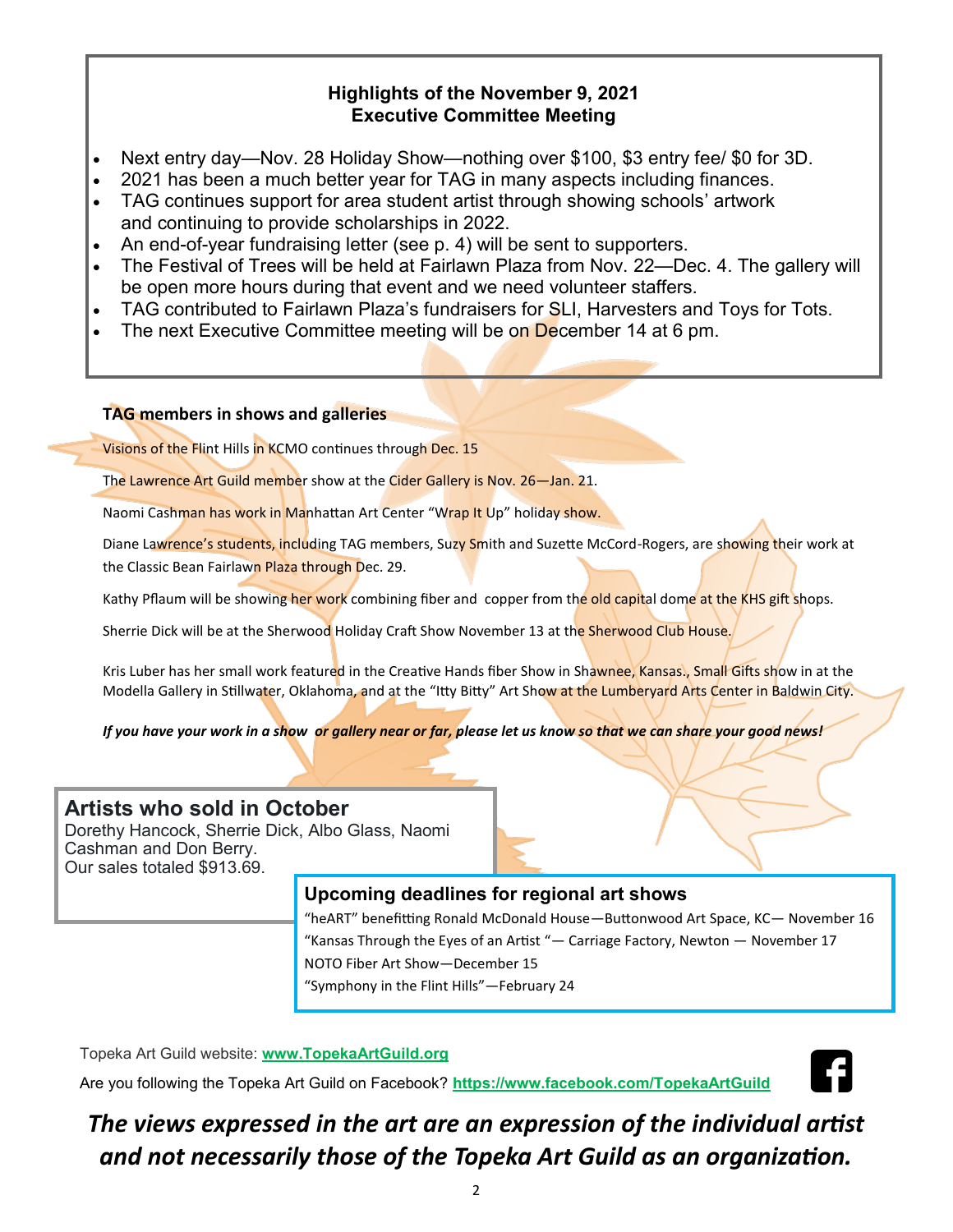## Highlights of the November 9, 2021 Executive Committee Meeting

- Next entry day—Nov. 28 Holiday Show—nothing over $100, $3 entry fee/ $0 for 3D.
- 2021 has been a much better year for TAG in many aspects including finances.
- TAG continues support for area student artist through showing schools' artwork and continuing to provide scholarships in 2022.
- An end-of-year fundraising letter (see p. 4) will be sent to supporters.
- The Festival of Trees will be held at Fairlawn Plaza from Nov. 22—Dec. 4. The gallery will be open more hours during that event and we need volunteer staffers.
- TAG contributed to Fairlawn Plaza's fundraisers for SLI, Harvesters and Toys for Tots.
- The next Executive Committee meeting will be on December 14 at 6 pm.

### TAG members in shows and galleries

Visions of the Flint Hills in KCMO continues through Dec. 15

The Lawrence Art Guild member show at the Cider Gallery is Nov. 26—Jan. 21.

Naomi Cashman has work in Manhattan Art Center "Wrap It Up" holiday show.

Diane Lawrence's students, including TAG members, Suzy Smith and Suzette McCord-Rogers, are showing their work at the Classic Bean Fairlawn Plaza through Dec. 29.

Kathy Pflaum will be showing her work combining fiber and copper from the old capital dome at the KHS gift shops.

Sherrie Dick will be at the Sherwood Holiday Craft Show November 13 at the Sherwood Club House.

Kris Luber has her small work featured in the Creative Hands fiber Show in Shawnee, Kansas., Small Gifts show in at the Modella Gallery in Stillwater, Oklahoma, and at the "Itty Bitty" Art Show at the Lumberyard Arts Center in Baldwin City.

***If you have your work in a show or gallery near or far, please let us know so that we can share your good news!***

### Artists who sold in October

Dorethy Hancock, Sherrie Dick, Albo Glass, Naomi Cashman and Don Berry.
Our sales totaled $913.69.

### Upcoming deadlines for regional art shows

"heART" benefitting Ronald McDonald House—Buttonwood Art Space, KC— November 16
"Kansas Through the Eyes of an Artist "— Carriage Factory, Newton — November 17
NOTO Fiber Art Show—December 15
"Symphony in the Flint Hills"—February 24

Topeka Art Guild website: **www.TopekaArtGuild.org**

Are you following the Topeka Art Guild on Facebook? **https://www.facebook.com/TopekaArtGuild**

***The views expressed in the art are an expression of the individual artist and not necessarily those of the Topeka Art Guild as an organization.***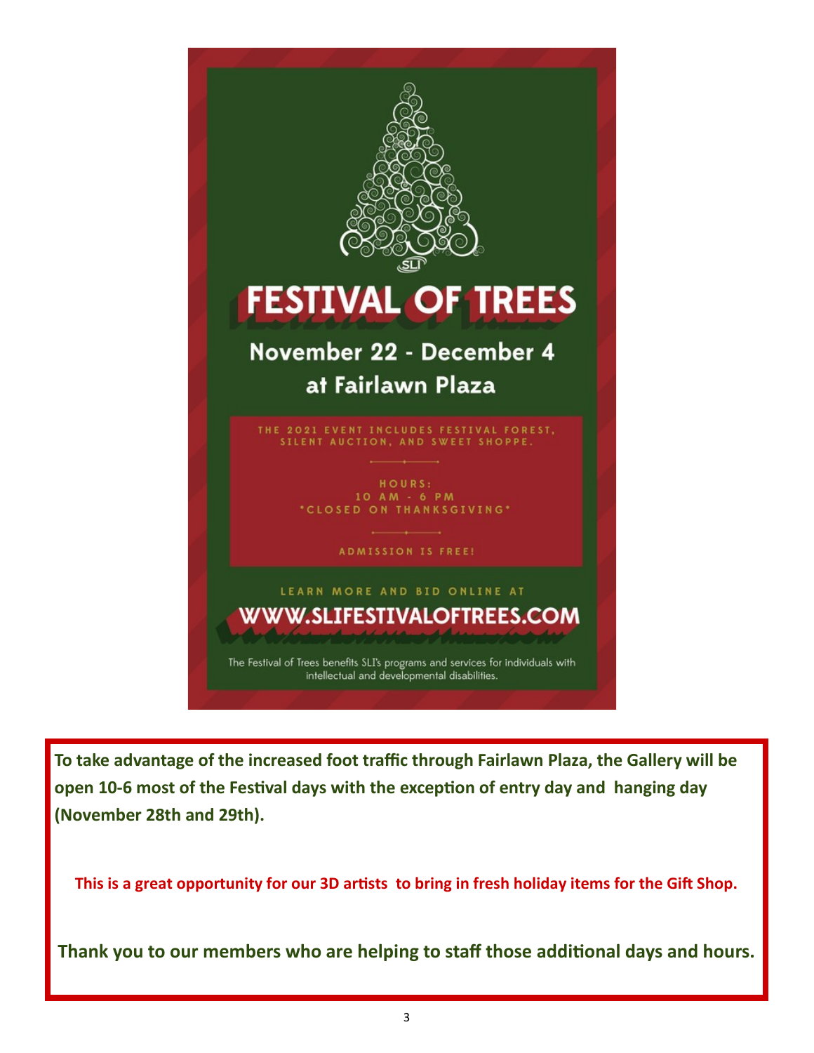# FESTIVAL OF TREES

## November 22 - December 4 at Fairlawn Plaza

THE 2021 EVENT INCLUDES FESTIVAL FOREST, SILENT AUCTION, AND SWEET SHOPPE.

HOURS:
10 AM - 6 PM
*CLOSED ON THANKSGIVING*

ADMISSION IS FREE!

LEARN MORE AND BID ONLINE AT

**WWW.SLIFESTIVALOFTREES.COM**

The Festival of Trees benefits SLI's programs and services for individuals with intellectual and developmental disabilities.

**To take advantage of the increased foot traffic through Fairlawn Plaza, the Gallery will be open 10-6 most of the Festival days with the exception of entry day and hanging day (November 28th and 29th).**

**This is a great opportunity for our 3D artists to bring in fresh holiday items for the Gift Shop.**

**Thank you to our members who are helping to staff those additional days and hours.**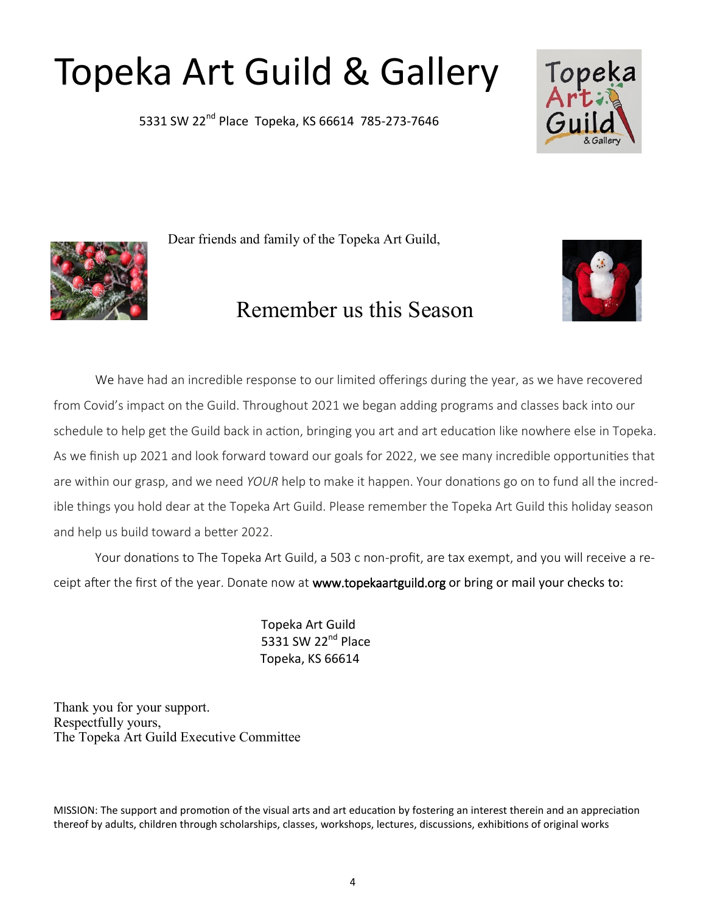# Topeka Art Guild & Gallery

5331 SW 22nd Place Topeka, KS 66614 785-273-7646

Dear friends and family of the Topeka Art Guild,

## Remember us this Season

We have had an incredible response to our limited offerings during the year, as we have recovered from Covid's impact on the Guild. Throughout 2021 we began adding programs and classes back into our schedule to help get the Guild back in action, bringing you art and art education like nowhere else in Topeka. As we finish up 2021 and look forward toward our goals for 2022, we see many incredible opportunities that are within our grasp, and we need *YOUR* help to make it happen. Your donations go on to fund all the incredible things you hold dear at the Topeka Art Guild. Please remember the Topeka Art Guild this holiday season and help us build toward a better 2022.

Your donations to The Topeka Art Guild, a 503 c non-profit, are tax exempt, and you will receive a receipt after the first of the year. Donate now at www.topekaartguild.org or bring or mail your checks to:

Topeka Art Guild
5331 SW 22nd Place
Topeka, KS 66614

Thank you for your support.
Respectfully yours,
The Topeka Art Guild Executive Committee

MISSION: The support and promotion of the visual arts and art education by fostering an interest therein and an appreciation thereof by adults, children through scholarships, classes, workshops, lectures, discussions, exhibitions of original works